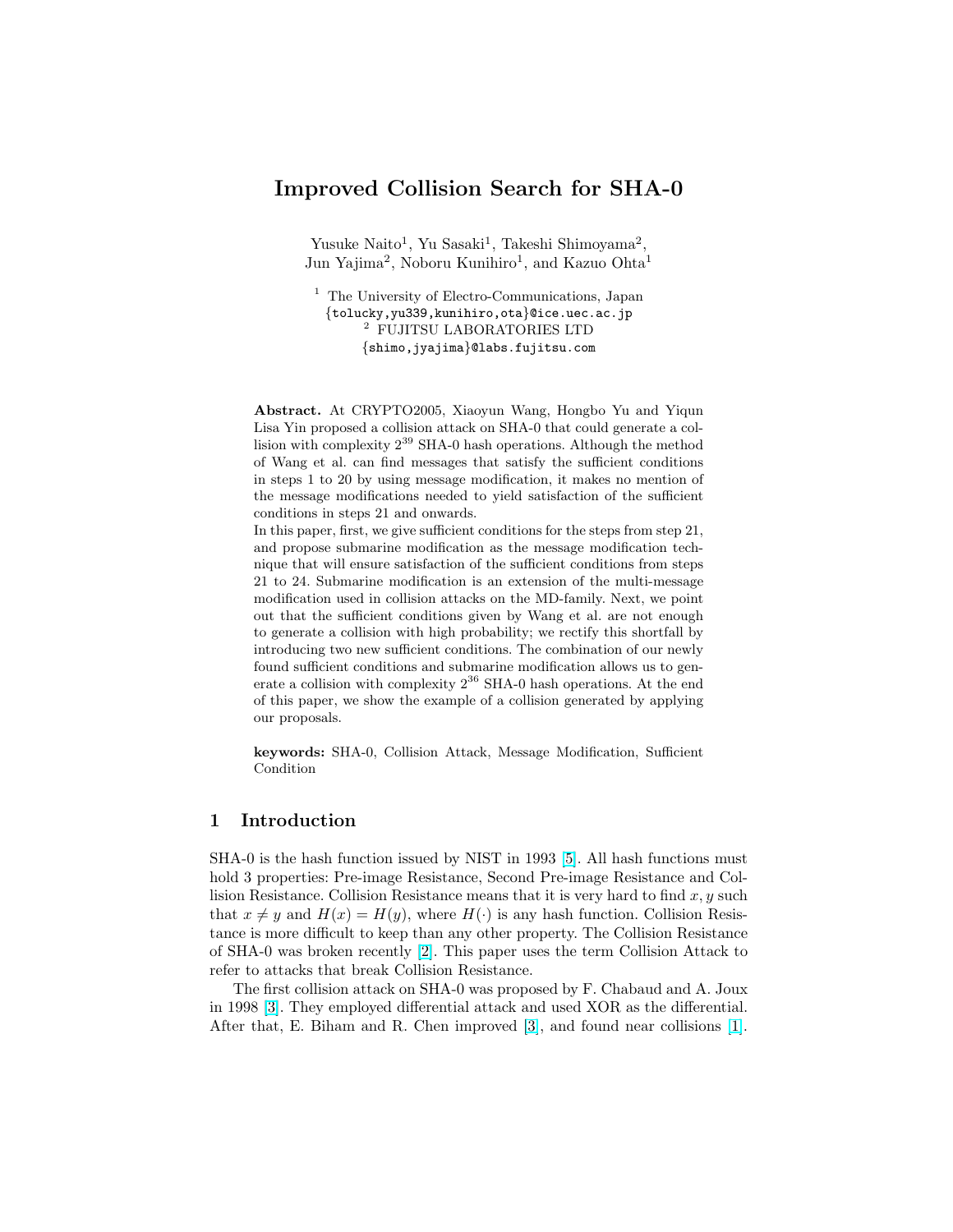# Improved Collision Search for SHA-0

Yusuke Naito[1], Yu Sasaki[1], Takeshi Shimoyama[2], Jun Yajima[2], Noboru Kunihiro[1], and Kazuo Ohta[1]

[1] The University of Electro-Communications, Japan
{tolucky,yu339,kunihiro,ota}@ice.uec.ac.jp
[2] FUJITSU LABORATORIES LTD
{shimo,jyajima}@labs.fujitsu.com

**Abstract.** At CRYPTO2005, Xiaoyun Wang, Hongbo Yu and Yiqun Lisa Yin proposed a collision attack on SHA-0 that could generate a collision with complexity $2^{39}$ SHA-0 hash operations. Although the method of Wang et al. can find messages that satisfy the sufficient conditions in steps 1 to 20 by using message modification, it makes no mention of the message modifications needed to yield satisfaction of the sufficient conditions in steps 21 and onwards.
In this paper, first, we give sufficient conditions for the steps from step 21, and propose submarine modification as the message modification technique that will ensure satisfaction of the sufficient conditions from steps 21 to 24. Submarine modification is an extension of the multi-message modification used in collision attacks on the MD-family. Next, we point out that the sufficient conditions given by Wang et al. are not enough to generate a collision with high probability; we rectify this shortfall by introducing two new sufficient conditions. The combination of our newly found sufficient conditions and submarine modification allows us to generate a collision with complexity $2^{36}$ SHA-0 hash operations. At the end of this paper, we show the example of a collision generated by applying our proposals.

**keywords:** SHA-0, Collision Attack, Message Modification, Sufficient Condition

## 1 Introduction

SHA-0 is the hash function issued by NIST in 1993 [5]. All hash functions must hold 3 properties: Pre-image Resistance, Second Pre-image Resistance and Collision Resistance. Collision Resistance means that it is very hard to find $x, y$ such that $x \neq y$ and $H(x) = H(y)$, where $H(\cdot)$ is any hash function. Collision Resistance is more difficult to keep than any other property. The Collision Resistance of SHA-0 was broken recently [2]. This paper uses the term Collision Attack to refer to attacks that break Collision Resistance.

The first collision attack on SHA-0 was proposed by F. Chabaud and A. Joux in 1998 [3]. They employed differential attack and used XOR as the differential. After that, E. Biham and R. Chen improved [3], and found near collisions [1].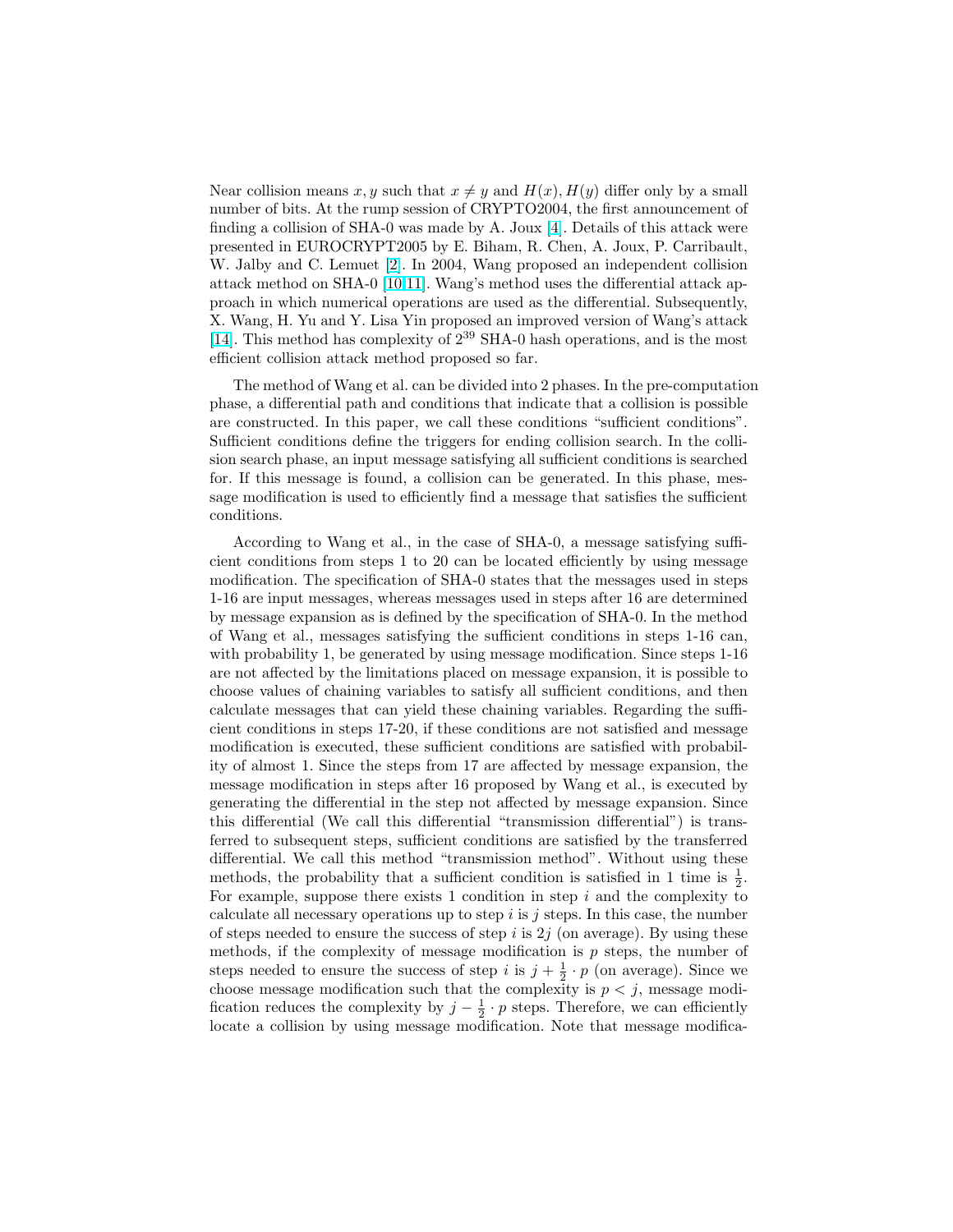Near collision means $x, y$ such that $x \neq y$ and $H(x), H(y)$ differ only by a small number of bits. At the rump session of CRYPTO2004, the first announcement of finding a collision of SHA-0 was made by A. Joux [4]. Details of this attack were presented in EUROCRYPT2005 by E. Biham, R. Chen, A. Joux, P. Carribault, W. Jalby and C. Lemuet [2]. In 2004, Wang proposed an independent collision attack method on SHA-0 [10,11]. Wang's method uses the differential attack approach in which numerical operations are used as the differential. Subsequently, X. Wang, H. Yu and Y. Lisa Yin proposed an improved version of Wang's attack [14]. This method has complexity of $2^{39}$ SHA-0 hash operations, and is the most efficient collision attack method proposed so far.

The method of Wang et al. can be divided into 2 phases. In the pre-computation phase, a differential path and conditions that indicate that a collision is possible are constructed. In this paper, we call these conditions "sufficient conditions". Sufficient conditions define the triggers for ending collision search. In the collision search phase, an input message satisfying all sufficient conditions is searched for. If this message is found, a collision can be generated. In this phase, message modification is used to efficiently find a message that satisfies the sufficient conditions.

According to Wang et al., in the case of SHA-0, a message satisfying sufficient conditions from steps 1 to 20 can be located efficiently by using message modification. The specification of SHA-0 states that the messages used in steps 1-16 are input messages, whereas messages used in steps after 16 are determined by message expansion as is defined by the specification of SHA-0. In the method of Wang et al., messages satisfying the sufficient conditions in steps 1-16 can, with probability 1, be generated by using message modification. Since steps 1-16 are not affected by the limitations placed on message expansion, it is possible to choose values of chaining variables to satisfy all sufficient conditions, and then calculate messages that can yield these chaining variables. Regarding the sufficient conditions in steps 17-20, if these conditions are not satisfied and message modification is executed, these sufficient conditions are satisfied with probability of almost 1. Since the steps from 17 are affected by message expansion, the message modification in steps after 16 proposed by Wang et al., is executed by generating the differential in the step not affected by message expansion. Since this differential (We call this differential "transmission differential") is transferred to subsequent steps, sufficient conditions are satisfied by the transferred differential. We call this method "transmission method". Without using these methods, the probability that a sufficient condition is satisfied in 1 time is $\frac{1}{2}$. For example, suppose there exists 1 condition in step $i$ and the complexity to calculate all necessary operations up to step $i$ is $j$ steps. In this case, the number of steps needed to ensure the success of step $i$ is $2j$ (on average). By using these methods, if the complexity of message modification is $p$ steps, the number of steps needed to ensure the success of step $i$ is $j + \frac{1}{2} \cdot p$ (on average). Since we choose message modification such that the complexity is $p < j$, message modification reduces the complexity by $j - \frac{1}{2} \cdot p$ steps. Therefore, we can efficiently locate a collision by using message modification. Note that message modifica-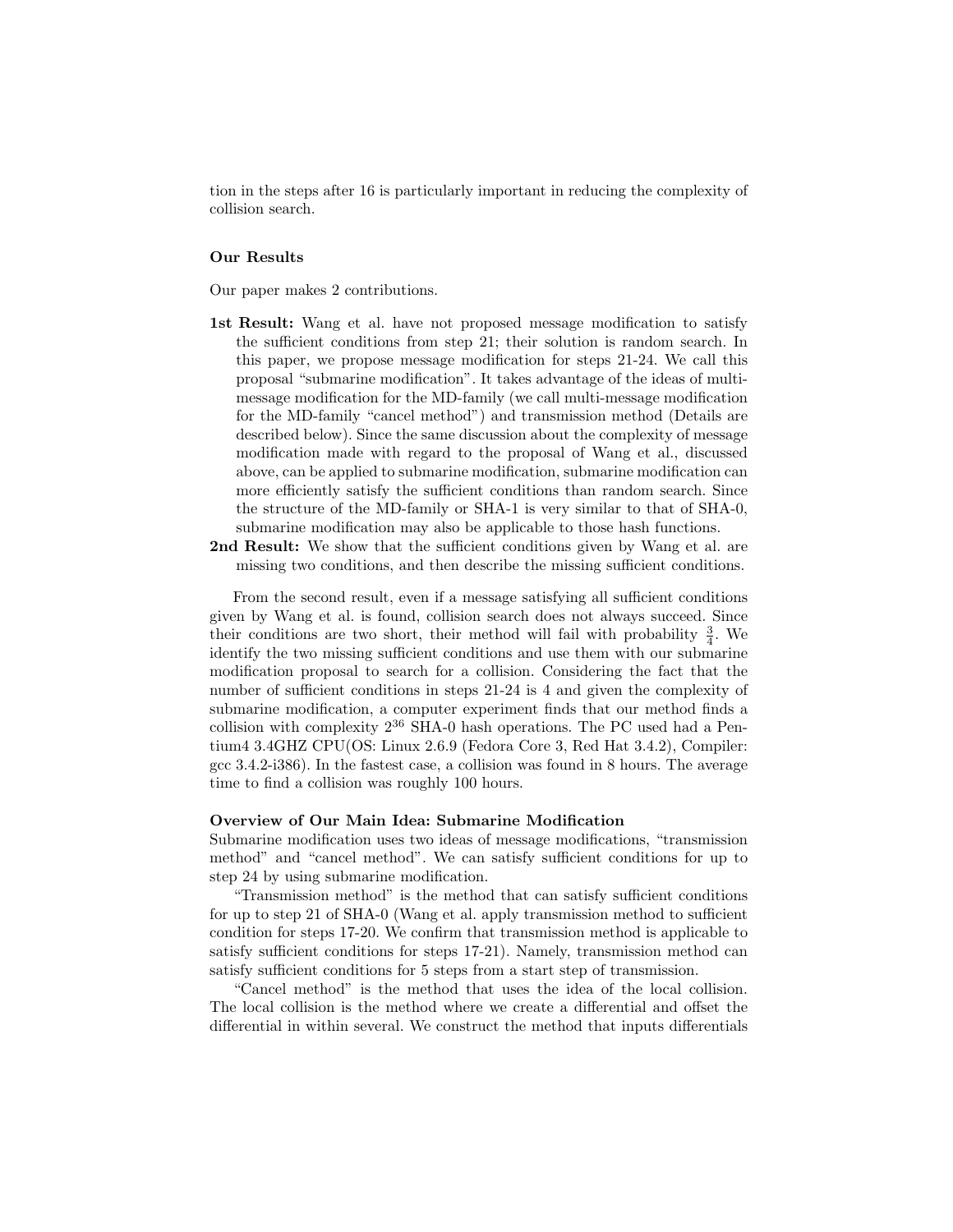tion in the steps after 16 is particularly important in reducing the complexity of collision search.

**Our Results**

Our paper makes 2 contributions.

**1st Result:** Wang et al. have not proposed message modification to satisfy the sufficient conditions from step 21; their solution is random search. In this paper, we propose message modification for steps 21-24. We call this proposal "submarine modification". It takes advantage of the ideas of multi-message modification for the MD-family (we call multi-message modification for the MD-family "cancel method") and transmission method (Details are described below). Since the same discussion about the complexity of message modification made with regard to the proposal of Wang et al., discussed above, can be applied to submarine modification, submarine modification can more efficiently satisfy the sufficient conditions than random search. Since the structure of the MD-family or SHA-1 is very similar to that of SHA-0, submarine modification may also be applicable to those hash functions.

**2nd Result:** We show that the sufficient conditions given by Wang et al. are missing two conditions, and then describe the missing sufficient conditions.

From the second result, even if a message satisfying all sufficient conditions given by Wang et al. is found, collision search does not always succeed. Since their conditions are two short, their method will fail with probability $\frac{3}{4}$. We identify the two missing sufficient conditions and use them with our submarine modification proposal to search for a collision. Considering the fact that the number of sufficient conditions in steps 21-24 is 4 and given the complexity of submarine modification, a computer experiment finds that our method finds a collision with complexity $2^{36}$ SHA-0 hash operations. The PC used had a Pentium4 3.4GHZ CPU(OS: Linux 2.6.9 (Fedora Core 3, Red Hat 3.4.2), Compiler: gcc 3.4.2-i386). In the fastest case, a collision was found in 8 hours. The average time to find a collision was roughly 100 hours.

**Overview of Our Main Idea: Submarine Modification**

Submarine modification uses two ideas of message modifications, "transmission method" and "cancel method". We can satisfy sufficient conditions for up to step 24 by using submarine modification.

"Transmission method" is the method that can satisfy sufficient conditions for up to step 21 of SHA-0 (Wang et al. apply transmission method to sufficient condition for steps 17-20. We confirm that transmission method is applicable to satisfy sufficient conditions for steps 17-21). Namely, transmission method can satisfy sufficient conditions for 5 steps from a start step of transmission.

"Cancel method" is the method that uses the idea of the local collision. The local collision is the method where we create a differential and offset the differential in within several. We construct the method that inputs differentials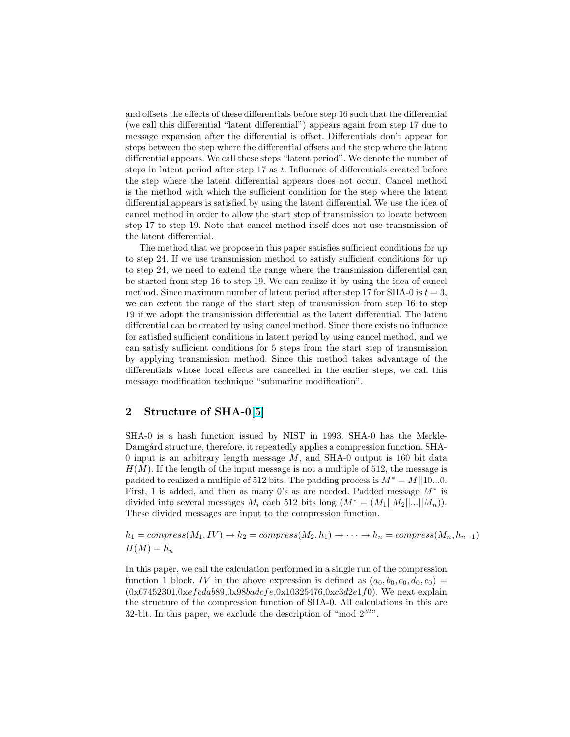and offsets the effects of these differentials before step 16 such that the differential (we call this differential "latent differential") appears again from step 17 due to message expansion after the differential is offset. Differentials don't appear for steps between the step where the differential offsets and the step where the latent differential appears. We call these steps "latent period". We denote the number of steps in latent period after step 17 as $t$. Influence of differentials created before the step where the latent differential appears does not occur. Cancel method is the method with which the sufficient condition for the step where the latent differential appears is satisfied by using the latent differential. We use the idea of cancel method in order to allow the start step of transmission to locate between step 17 to step 19. Note that cancel method itself does not use transmission of the latent differential.

The method that we propose in this paper satisfies sufficient conditions for up to step 24. If we use transmission method to satisfy sufficient conditions for up to step 24, we need to extend the range where the transmission differential can be started from step 16 to step 19. We can realize it by using the idea of cancel method. Since maximum number of latent period after step 17 for SHA-0 is $t = 3$, we can extent the range of the start step of transmission from step 16 to step 19 if we adopt the transmission differential as the latent differential. The latent differential can be created by using cancel method. Since there exists no influence for satisfied sufficient conditions in latent period by using cancel method, and we can satisfy sufficient conditions for 5 steps from the start step of transmission by applying transmission method. Since this method takes advantage of the differentials whose local effects are cancelled in the earlier steps, we call this message modification technique "submarine modification".

## 2 Structure of SHA-0[5]

SHA-0 is a hash function issued by NIST in 1993. SHA-0 has the Merkle-Damgård structure, therefore, it repeatedly applies a compression function. SHA-0 input is an arbitrary length message $M$, and SHA-0 output is 160 bit data $H(M)$. If the length of the input message is not a multiple of 512, the message is padded to realized a multiple of 512 bits. The padding process is $M^* = M||10...0$. First, 1 is added, and then as many 0's as are needed. Padded message $M^*$ is divided into several messages $M_i$ each 512 bits long ($M^* = (M_1||M_2||...||M_n)$). These divided messages are input to the compression function.

$$h_1 = compress(M_1, IV) \rightarrow h_2 = compress(M_2, h_1) \rightarrow \cdots \rightarrow h_n = compress(M_n, h_{n-1})$$
$$H(M) = h_n$$

In this paper, we call the calculation performed in a single run of the compression function 1 block. $IV$ in the above expression is defined as $(a_0, b_0, c_0, d_0, e_0) =$ (0x67452301,0x$efcdab$89,0x98$badcfe$,0x10325476,0x$c$3$d$2$e$1$f$0). We next explain the structure of the compression function of SHA-0. All calculations in this are 32-bit. In this paper, we exclude the description of "mod $2^{32}$".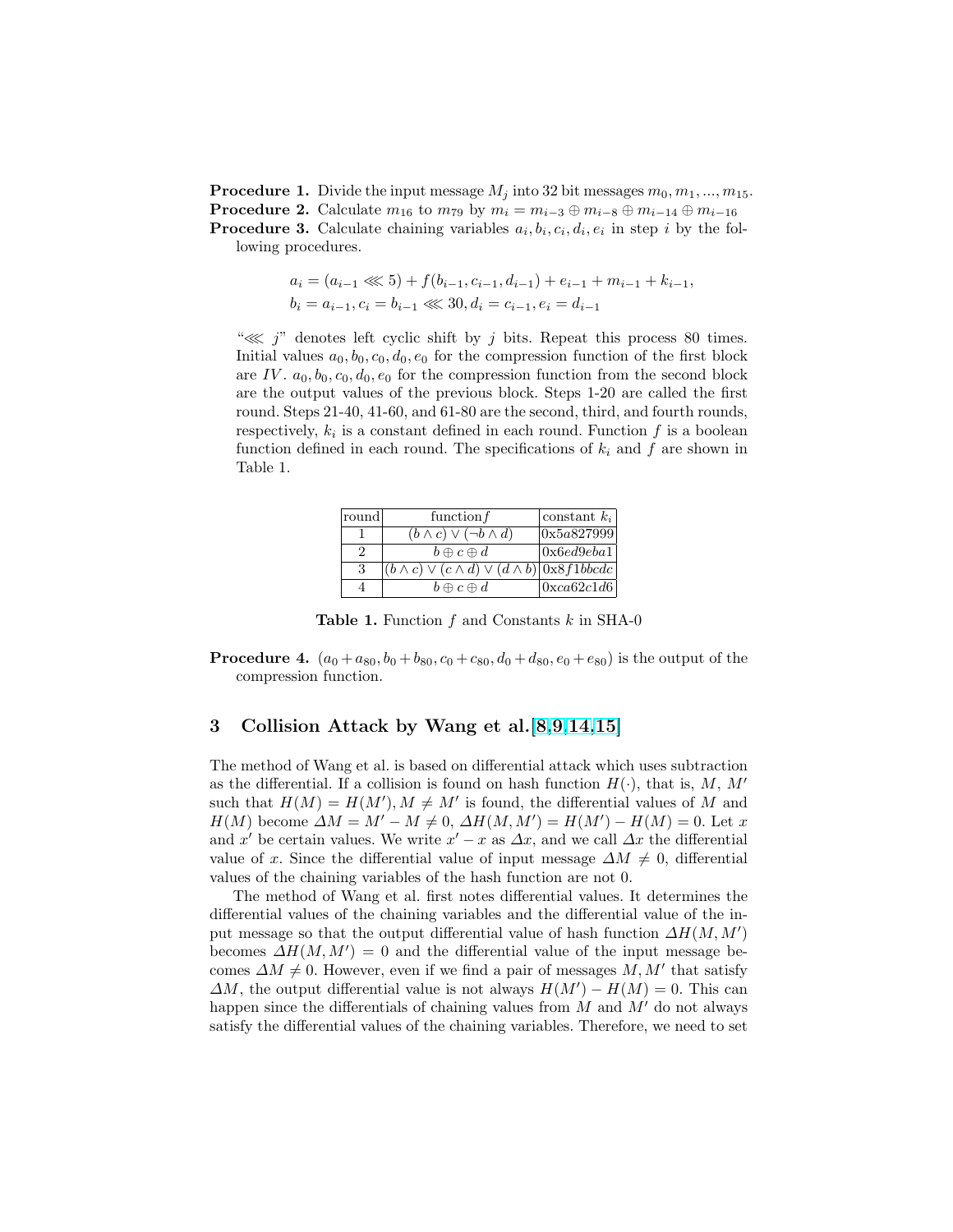**Procedure 1.** Divide the input message $M_j$ into 32 bit messages $m_0, m_1, ..., m_{15}$.

**Procedure 2.** Calculate $m_{16}$ to $m_{79}$ by $m_i = m_{i-3} \oplus m_{i-8} \oplus m_{i-14} \oplus m_{i-16}$

**Procedure 3.** Calculate chaining variables $a_i, b_i, c_i, d_i, e_i$ in step $i$ by the following procedures.

$$a_i = (a_{i-1} \lll 5) + f(b_{i-1}, c_{i-1}, d_{i-1}) + e_{i-1} + m_{i-1} + k_{i-1},$$
$$b_i = a_{i-1}, c_i = b_{i-1} \lll 30, d_i = c_{i-1}, e_i = d_{i-1}$$

"$\lll j$" denotes left cyclic shift by $j$ bits. Repeat this process 80 times. Initial values $a_0, b_0, c_0, d_0, e_0$ for the compression function of the first block are $IV$. $a_0, b_0, c_0, d_0, e_0$ for the compression function from the second block are the output values of the previous block. Steps 1-20 are called the first round. Steps 21-40, 41-60, and 61-80 are the second, third, and fourth rounds, respectively, $k_i$ is a constant defined in each round. Function $f$ is a boolean function defined in each round. The specifications of $k_i$ and $f$ are shown in Table 1.

| round | function $f$ | constant $k_i$ |
|---|---|---|
| 1 | $(b \wedge c) \vee (\neg b \wedge d)$ | 0x5$a$827999 |
| 2 | $b \oplus c \oplus d$ | 0x6$ed$9$eba$1 |
| 3 | $(b \wedge c) \vee (c \wedge d) \vee (d \wedge b)$ | 0x8$f$1$bbcdc$ |
| 4 | $b \oplus c \oplus d$ | 0x$ca$62$c$1$d$6 |

**Table 1.** Function $f$ and Constants $k$ in SHA-0

**Procedure 4.** $(a_0 + a_{80}, b_0 + b_{80}, c_0 + c_{80}, d_0 + d_{80}, e_0 + e_{80})$ is the output of the compression function.

## 3 Collision Attack by Wang et al.[8,9,14,15]

The method of Wang et al. is based on differential attack which uses subtraction as the differential. If a collision is found on hash function $H(\cdot)$, that is, $M$, $M'$ such that $H(M) = H(M'), M \neq M'$ is found, the differential values of $M$ and $H(M)$ become $\Delta M = M' - M \neq 0$, $\Delta H(M, M') = H(M') - H(M) = 0$. Let $x$ and $x'$ be certain values. We write $x' - x$ as $\Delta x$, and we call $\Delta x$ the differential value of $x$. Since the differential value of input message $\Delta M \neq 0$, differential values of the chaining variables of the hash function are not 0.

The method of Wang et al. first notes differential values. It determines the differential values of the chaining variables and the differential value of the input message so that the output differential value of hash function $\Delta H(M, M')$ becomes $\Delta H(M, M') = 0$ and the differential value of the input message becomes $\Delta M \neq 0$. However, even if we find a pair of messages $M, M'$ that satisfy $\Delta M$, the output differential value is not always $H(M') - H(M) = 0$. This can happen since the differentials of chaining values from $M$ and $M'$ do not always satisfy the differential values of the chaining variables. Therefore, we need to set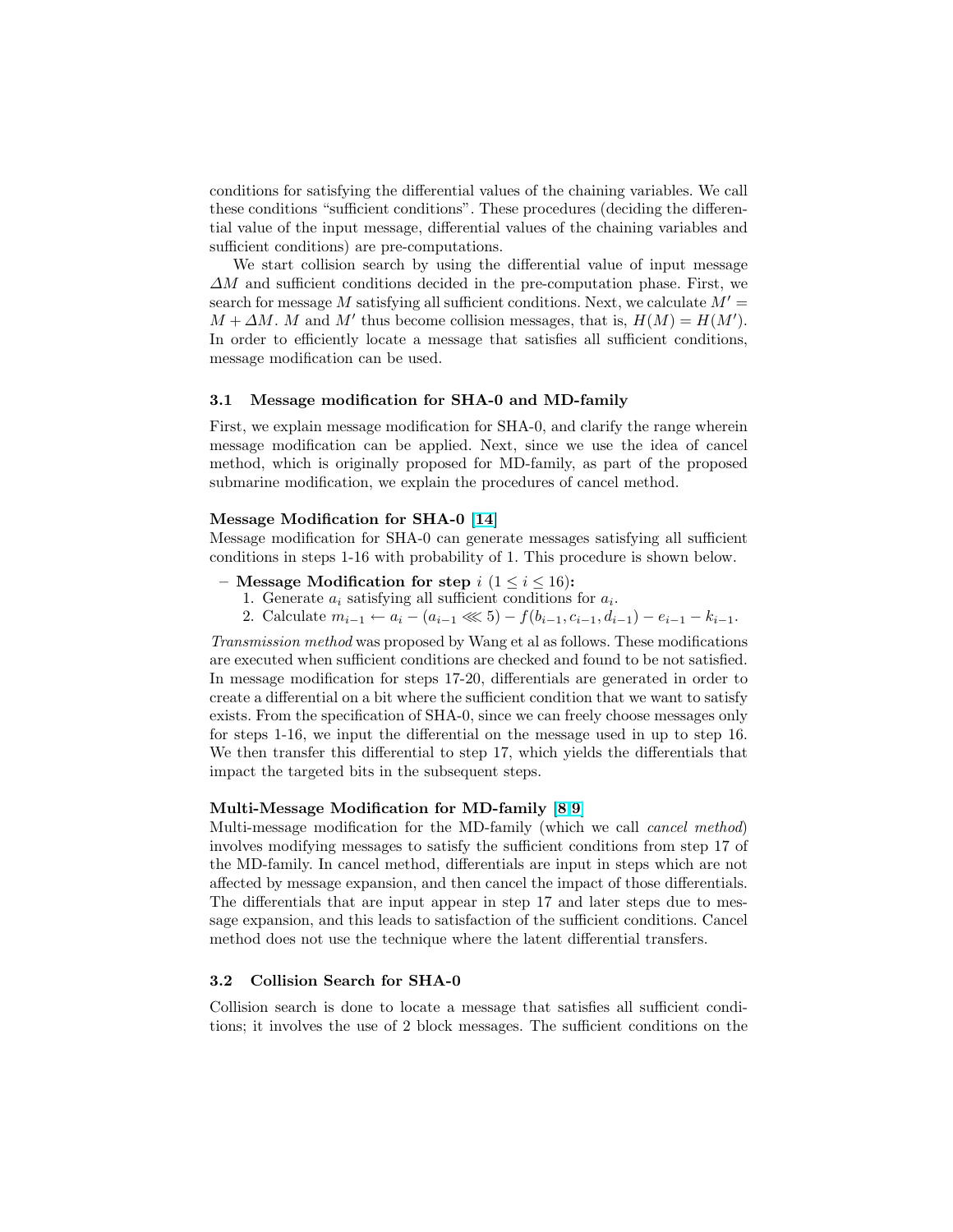conditions for satisfying the differential values of the chaining variables. We call these conditions "sufficient conditions". These procedures (deciding the differential value of the input message, differential values of the chaining variables and sufficient conditions) are pre-computations.

We start collision search by using the differential value of input message $\Delta M$ and sufficient conditions decided in the pre-computation phase. First, we search for message $M$ satisfying all sufficient conditions. Next, we calculate $M' = M + \Delta M$. $M$ and $M'$ thus become collision messages, that is, $H(M) = H(M')$. In order to efficiently locate a message that satisfies all sufficient conditions, message modification can be used.

### 3.1 Message modification for SHA-0 and MD-family

First, we explain message modification for SHA-0, and clarify the range wherein message modification can be applied. Next, since we use the idea of cancel method, which is originally proposed for MD-family, as part of the proposed submarine modification, we explain the procedures of cancel method.

**Message Modification for SHA-0 [14]**
Message modification for SHA-0 can generate messages satisfying all sufficient conditions in steps 1-16 with probability of 1. This procedure is shown below.

- **Message Modification for step $i$ ($1 \leq i \leq 16$):**
  1. Generate $a_i$ satisfying all sufficient conditions for $a_i$.
  2. Calculate $m_{i-1} \leftarrow a_i - (a_{i-1} \lll 5) - f(b_{i-1}, c_{i-1}, d_{i-1}) - e_{i-1} - k_{i-1}$.

*Transmission method* was proposed by Wang et al as follows. These modifications are executed when sufficient conditions are checked and found to be not satisfied. In message modification for steps 17-20, differentials are generated in order to create a differential on a bit where the sufficient condition that we want to satisfy exists. From the specification of SHA-0, since we can freely choose messages only for steps 1-16, we input the differential on the message used in up to step 16. We then transfer this differential to step 17, which yields the differentials that impact the targeted bits in the subsequent steps.

**Multi-Message Modification for MD-family [8,9]**
Multi-message modification for the MD-family (which we call *cancel method*) involves modifying messages to satisfy the sufficient conditions from step 17 of the MD-family. In cancel method, differentials are input in steps which are not affected by message expansion, and then cancel the impact of those differentials. The differentials that are input appear in step 17 and later steps due to message expansion, and this leads to satisfaction of the sufficient conditions. Cancel method does not use the technique where the latent differential transfers.

### 3.2 Collision Search for SHA-0

Collision search is done to locate a message that satisfies all sufficient conditions; it involves the use of 2 block messages. The sufficient conditions on the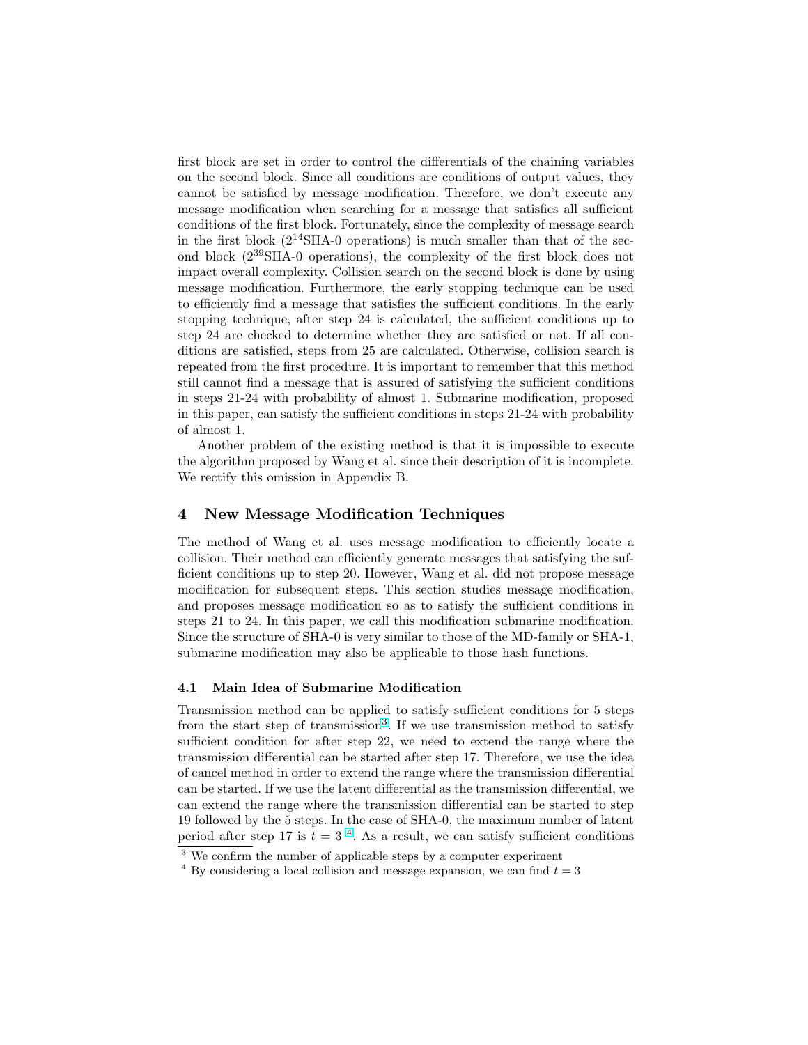first block are set in order to control the differentials of the chaining variables on the second block. Since all conditions are conditions of output values, they cannot be satisfied by message modification. Therefore, we don't execute any message modification when searching for a message that satisfies all sufficient conditions of the first block. Fortunately, since the complexity of message search in the first block ($2^{14}$SHA-0 operations) is much smaller than that of the second block ($2^{39}$SHA-0 operations), the complexity of the first block does not impact overall complexity. Collision search on the second block is done by using message modification. Furthermore, the early stopping technique can be used to efficiently find a message that satisfies the sufficient conditions. In the early stopping technique, after step 24 is calculated, the sufficient conditions up to step 24 are checked to determine whether they are satisfied or not. If all conditions are satisfied, steps from 25 are calculated. Otherwise, collision search is repeated from the first procedure. It is important to remember that this method still cannot find a message that is assured of satisfying the sufficient conditions in steps 21-24 with probability of almost 1. Submarine modification, proposed in this paper, can satisfy the sufficient conditions in steps 21-24 with probability of almost 1.

Another problem of the existing method is that it is impossible to execute the algorithm proposed by Wang et al. since their description of it is incomplete. We rectify this omission in Appendix B.

## 4 New Message Modification Techniques

The method of Wang et al. uses message modification to efficiently locate a collision. Their method can efficiently generate messages that satisfying the sufficient conditions up to step 20. However, Wang et al. did not propose message modification for subsequent steps. This section studies message modification, and proposes message modification so as to satisfy the sufficient conditions in steps 21 to 24. In this paper, we call this modification submarine modification. Since the structure of SHA-0 is very similar to those of the MD-family or SHA-1, submarine modification may also be applicable to those hash functions.

### 4.1 Main Idea of Submarine Modification

Transmission method can be applied to satisfy sufficient conditions for 5 steps from the start step of transmission[3]. If we use transmission method to satisfy sufficient condition for after step 22, we need to extend the range where the transmission differential can be started after step 17. Therefore, we use the idea of cancel method in order to extend the range where the transmission differential can be started. If we use the latent differential as the transmission differential, we can extend the range where the transmission differential can be started to step 19 followed by the 5 steps. In the case of SHA-0, the maximum number of latent period after step 17 is $t = 3$ [4]. As a result, we can satisfy sufficient conditions

[3] We confirm the number of applicable steps by a computer experiment

[4] By considering a local collision and message expansion, we can find $t = 3$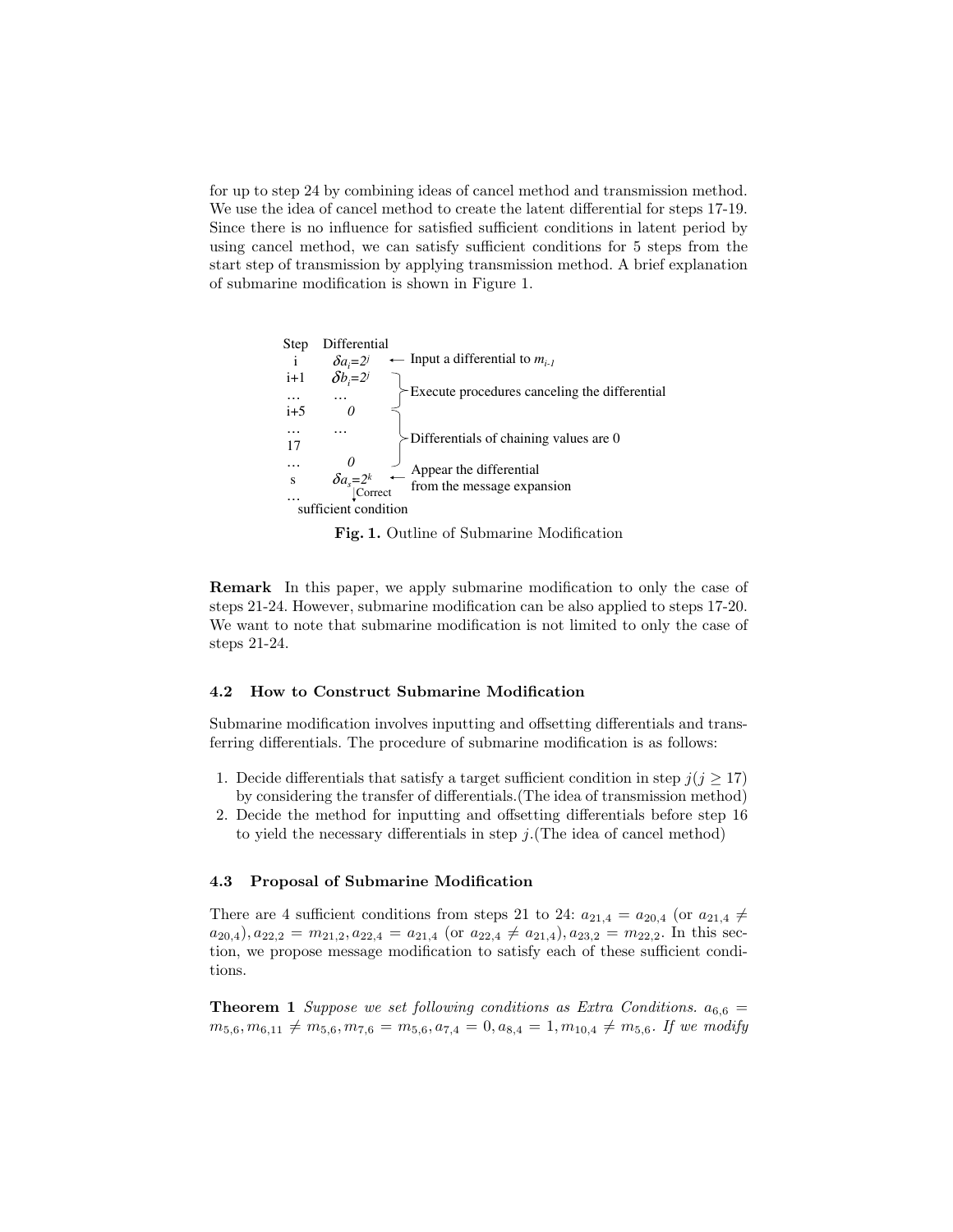for up to step 24 by combining ideas of cancel method and transmission method. We use the idea of cancel method to create the latent differential for steps 17-19. Since there is no influence for satisfied sufficient conditions in latent period by using cancel method, we can satisfy sufficient conditions for 5 steps from the start step of transmission by applying transmission method. A brief explanation of submarine modification is shown in Figure 1.

| Step | Differential | |
|---|---|---|
| i | $\delta a_i=2^j$ | ← Input a differential to $m_{i-1}$ |
| i+1 | $\delta b_i=2^j$ | Execute procedures canceling the differential |
| … | … | |
| i+5 | $0$ | |
| … | … | Differentials of chaining values are 0 |
| 17 | | |
| … | $0$ | |
| s | $\delta a_s=2^k$ | ← Appear the differential from the message expansion |
| … | ↓ Correct sufficient condition | |

**Fig. 1.** Outline of Submarine Modification

**Remark** In this paper, we apply submarine modification to only the case of steps 21-24. However, submarine modification can be also applied to steps 17-20. We want to note that submarine modification is not limited to only the case of steps 21-24.

### 4.2 How to Construct Submarine Modification

Submarine modification involves inputting and offsetting differentials and transferring differentials. The procedure of submarine modification is as follows:

1. Decide differentials that satisfy a target sufficient condition in step $j (j \geq 17)$ by considering the transfer of differentials.(The idea of transmission method)
2. Decide the method for inputting and offsetting differentials before step 16 to yield the necessary differentials in step $j$.(The idea of cancel method)

### 4.3 Proposal of Submarine Modification

There are 4 sufficient conditions from steps 21 to 24: $a_{21,4} = a_{20,4}$ (or $a_{21,4} \neq a_{20,4}$), $a_{22,2} = m_{21,2}, a_{22,4} = a_{21,4}$ (or $a_{22,4} \neq a_{21,4}$), $a_{23,2} = m_{22,2}$. In this section, we propose message modification to satisfy each of these sufficient conditions.

**Theorem 1** *Suppose we set following conditions as Extra Conditions.* $a_{6,6} = m_{5,6}, m_{6,11} \neq m_{5,6}, m_{7,6} = m_{5,6}, a_{7,4} = 0, a_{8,4} = 1, m_{10,4} \neq m_{5,6}$. *If we modify*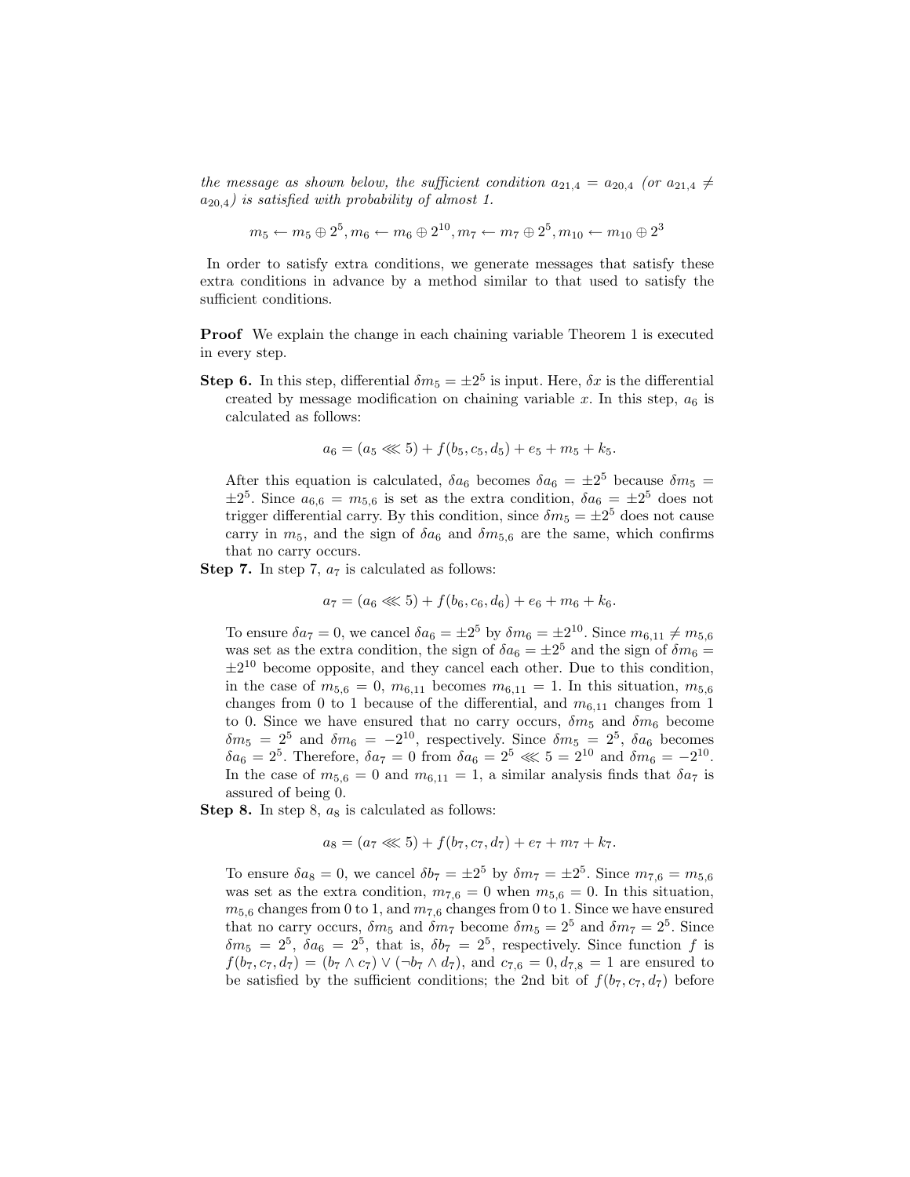*the message as shown below, the sufficient condition $a_{21,4} = a_{20,4}$ (or $a_{21,4} \neq a_{20,4}$) is satisfied with probability of almost 1.*

$$m_5 \leftarrow m_5 \oplus 2^5, m_6 \leftarrow m_6 \oplus 2^{10}, m_7 \leftarrow m_7 \oplus 2^5, m_{10} \leftarrow m_{10} \oplus 2^3$$

In order to satisfy extra conditions, we generate messages that satisfy these extra conditions in advance by a method similar to that used to satisfy the sufficient conditions.

**Proof** We explain the change in each chaining variable Theorem 1 is executed in every step.

**Step 6.** In this step, differential $\delta m_5 = \pm 2^5$ is input. Here, $\delta x$ is the differential created by message modification on chaining variable $x$. In this step, $a_6$ is calculated as follows:

$$a_6 = (a_5 \lll 5) + f(b_5, c_5, d_5) + e_5 + m_5 + k_5.$$

After this equation is calculated, $\delta a_6$ becomes $\delta a_6 = \pm 2^5$ because $\delta m_5 = \pm 2^5$. Since $a_{6,6} = m_{5,6}$ is set as the extra condition, $\delta a_6 = \pm 2^5$ does not trigger differential carry. By this condition, since $\delta m_5 = \pm 2^5$ does not cause carry in $m_5$, and the sign of $\delta a_6$ and $\delta m_{5,6}$ are the same, which confirms that no carry occurs.

**Step 7.** In step 7, $a_7$ is calculated as follows:

$$a_7 = (a_6 \lll 5) + f(b_6, c_6, d_6) + e_6 + m_6 + k_6.$$

To ensure $\delta a_7 = 0$, we cancel $\delta a_6 = \pm 2^5$ by $\delta m_6 = \pm 2^{10}$. Since $m_{6,11} \neq m_{5,6}$ was set as the extra condition, the sign of $\delta a_6 = \pm 2^5$ and the sign of $\delta m_6 = \pm 2^{10}$ become opposite, and they cancel each other. Due to this condition, in the case of $m_{5,6} = 0$, $m_{6,11}$ becomes $m_{6,11} = 1$. In this situation, $m_{5,6}$ changes from 0 to 1 because of the differential, and $m_{6,11}$ changes from 1 to 0. Since we have ensured that no carry occurs, $\delta m_5$ and $\delta m_6$ become $\delta m_5 = 2^5$ and $\delta m_6 = -2^{10}$, respectively. Since $\delta m_5 = 2^5$, $\delta a_6$ becomes $\delta a_6 = 2^5$. Therefore, $\delta a_7 = 0$ from $\delta a_6 = 2^5 \lll 5 = 2^{10}$ and $\delta m_6 = -2^{10}$. In the case of $m_{5,6} = 0$ and $m_{6,11} = 1$, a similar analysis finds that $\delta a_7$ is assured of being 0.

**Step 8.** In step 8, $a_8$ is calculated as follows:

$$a_8 = (a_7 \lll 5) + f(b_7, c_7, d_7) + e_7 + m_7 + k_7.$$

To ensure $\delta a_8 = 0$, we cancel $\delta b_7 = \pm 2^5$ by $\delta m_7 = \pm 2^5$. Since $m_{7,6} = m_{5,6}$ was set as the extra condition, $m_{7,6} = 0$ when $m_{5,6} = 0$. In this situation, $m_{5,6}$ changes from 0 to 1, and $m_{7,6}$ changes from 0 to 1. Since we have ensured that no carry occurs, $\delta m_5$ and $\delta m_7$ become $\delta m_5 = 2^5$ and $\delta m_7 = 2^5$. Since $\delta m_5 = 2^5$, $\delta a_6 = 2^5$, that is, $\delta b_7 = 2^5$, respectively. Since function $f$ is $f(b_7, c_7, d_7) = (b_7 \wedge c_7) \vee (\neg b_7 \wedge d_7)$, and $c_{7,6} = 0, d_{7,8} = 1$ are ensured to be satisfied by the sufficient conditions; the 2nd bit of $f(b_7, c_7, d_7)$ before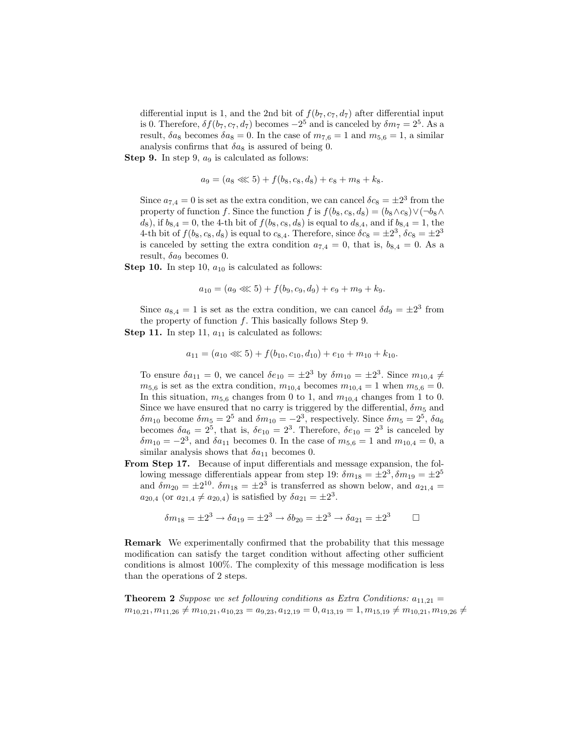differential input is 1, and the 2nd bit of $f(b_7, c_7, d_7)$ after differential input is 0. Therefore, $\delta f(b_7, c_7, d_7)$ becomes $-2^5$ and is canceled by $\delta m_7 = 2^5$. As a result, $\delta a_8$ becomes $\delta a_8 = 0$. In the case of $m_{7,6} = 1$ and $m_{5,6} = 1$, a similar analysis confirms that $\delta a_8$ is assured of being 0.

**Step 9.** In step 9, $a_9$ is calculated as follows:

$$a_9 = (a_8 \lll 5) + f(b_8, c_8, d_8) + e_8 + m_8 + k_8.$$

Since $a_{7,4} = 0$ is set as the extra condition, we can cancel $\delta c_8 = \pm 2^3$ from the property of function $f$. Since the function $f$ is $f(b_8, c_8, d_8) = (b_8 \wedge c_8) \vee (\neg b_8 \wedge d_8)$, if $b_{8,4} = 0$, the 4-th bit of $f(b_8, c_8, d_8)$ is equal to $d_{8,4}$, and if $b_{8,4} = 1$, the 4-th bit of $f(b_8, c_8, d_8)$ is equal to $c_{8,4}$. Therefore, since $\delta c_8 = \pm 2^3$, $\delta c_8 = \pm 2^3$ is canceled by setting the extra condition $a_{7,4} = 0$, that is, $b_{8,4} = 0$. As a result, $\delta a_9$ becomes 0.

**Step 10.** In step 10, $a_{10}$ is calculated as follows:

$$a_{10} = (a_9 \lll 5) + f(b_9, c_9, d_9) + e_9 + m_9 + k_9.$$

Since $a_{8,4} = 1$ is set as the extra condition, we can cancel $\delta d_9 = \pm 2^3$ from the property of function $f$. This basically follows Step 9.

**Step 11.** In step 11, $a_{11}$ is calculated as follows:

$$a_{11} = (a_{10} \lll 5) + f(b_{10}, c_{10}, d_{10}) + e_{10} + m_{10} + k_{10}.$$

To ensure $\delta a_{11} = 0$, we cancel $\delta e_{10} = \pm 2^3$ by $\delta m_{10} = \pm 2^3$. Since $m_{10,4} \neq m_{5,6}$ is set as the extra condition, $m_{10,4}$ becomes $m_{10,4} = 1$ when $m_{5,6} = 0$. In this situation, $m_{5,6}$ changes from 0 to 1, and $m_{10,4}$ changes from 1 to 0. Since we have ensured that no carry is triggered by the differential, $\delta m_5$ and $\delta m_{10}$ become $\delta m_5 = 2^5$ and $\delta m_{10} = -2^3$, respectively. Since $\delta m_5 = 2^5$, $\delta a_6$ becomes $\delta a_6 = 2^5$, that is, $\delta e_{10} = 2^3$. Therefore, $\delta e_{10} = 2^3$ is canceled by $\delta m_{10} = -2^3$, and $\delta a_{11}$ becomes 0. In the case of $m_{5,6} = 1$ and $m_{10,4} = 0$, a similar analysis shows that $\delta a_{11}$ becomes 0.

**From Step 17.** Because of input differentials and message expansion, the following message differentials appear from step 19: $\delta m_{18} = \pm 2^3, \delta m_{19} = \pm 2^5$ and $\delta m_{20} = \pm 2^{10}$. $\delta m_{18} = \pm 2^3$ is transferred as shown below, and $a_{21,4} = a_{20,4}$ (or $a_{21,4} \neq a_{20,4}$) is satisfied by $\delta a_{21} = \pm 2^3$.

$$\delta m_{18} = \pm 2^3 \rightarrow \delta a_{19} = \pm 2^3 \rightarrow \delta b_{20} = \pm 2^3 \rightarrow \delta a_{21} = \pm 2^3 \qquad \square$$

**Remark** We experimentally confirmed that the probability that this message modification can satisfy the target condition without affecting other sufficient conditions is almost 100%. The complexity of this message modification is less than the operations of 2 steps.

**Theorem 2** *Suppose we set following conditions as Extra Conditions:* $a_{11,21} = m_{10,21}, m_{11,26} \neq m_{10,21}, a_{10,23} = a_{9,23}, a_{12,19} = 0, a_{13,19} = 1, m_{15,19} \neq m_{10,21}, m_{19,26} \neq$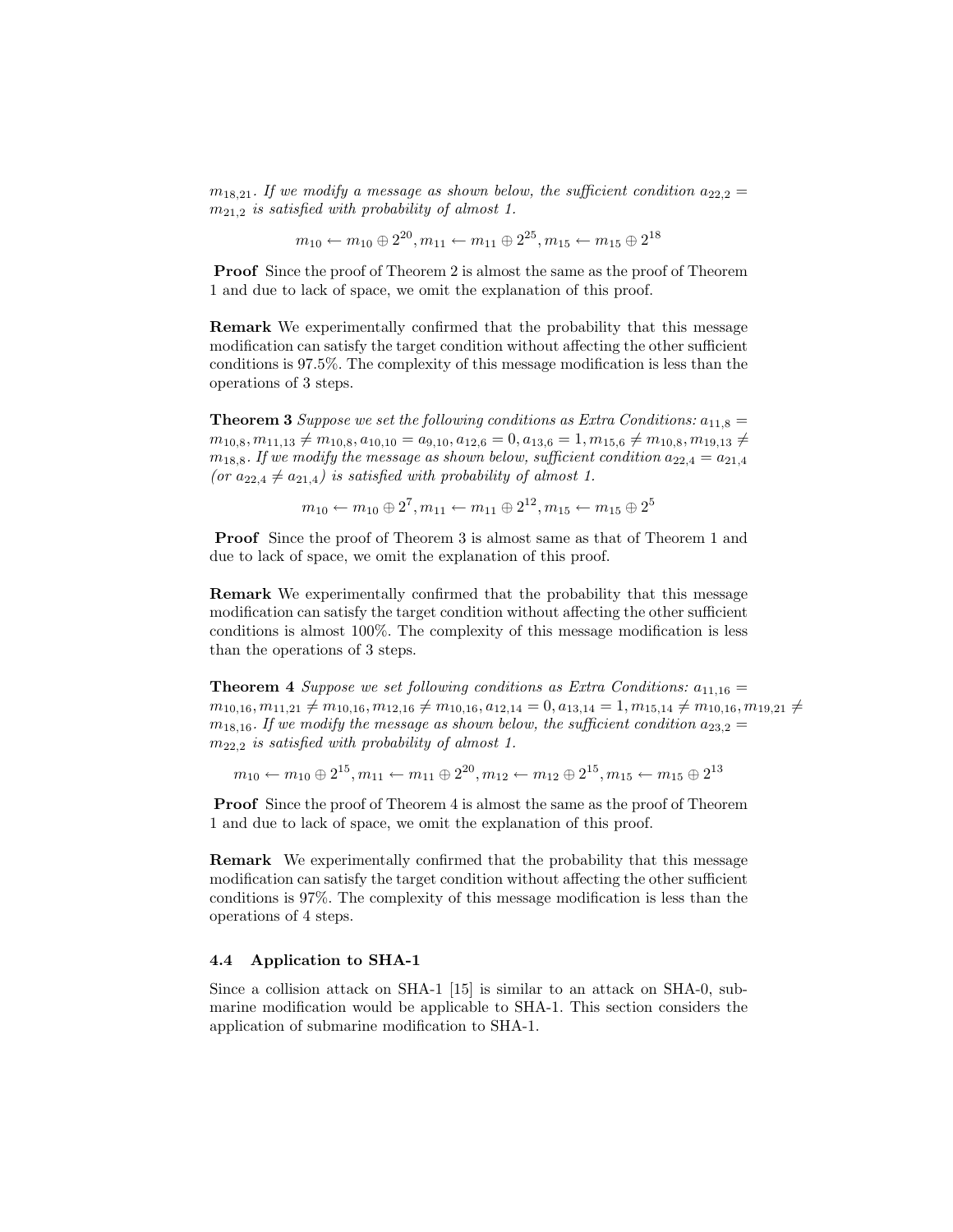*$m_{18,21}$. If we modify a message as shown below, the sufficient condition $a_{22,2} = m_{21,2}$ is satisfied with probability of almost 1.*

$$m_{10} \leftarrow m_{10} \oplus 2^{20}, m_{11} \leftarrow m_{11} \oplus 2^{25}, m_{15} \leftarrow m_{15} \oplus 2^{18}$$

**Proof** Since the proof of Theorem 2 is almost the same as the proof of Theorem 1 and due to lack of space, we omit the explanation of this proof.

**Remark** We experimentally confirmed that the probability that this message modification can satisfy the target condition without affecting the other sufficient conditions is 97.5%. The complexity of this message modification is less than the operations of 3 steps.

**Theorem 3** *Suppose we set the following conditions as Extra Conditions: $a_{11,8} = m_{10,8}, m_{11,13} \neq m_{10,8}, a_{10,10} = a_{9,10}, a_{12,6} = 0, a_{13,6} = 1, m_{15,6} \neq m_{10,8}, m_{19,13} \neq m_{18,8}$. If we modify the message as shown below, sufficient condition $a_{22,4} = a_{21,4}$ (or $a_{22,4} \neq a_{21,4}$) is satisfied with probability of almost 1.*

$$m_{10} \leftarrow m_{10} \oplus 2^{7}, m_{11} \leftarrow m_{11} \oplus 2^{12}, m_{15} \leftarrow m_{15} \oplus 2^{5}$$

**Proof** Since the proof of Theorem 3 is almost same as that of Theorem 1 and due to lack of space, we omit the explanation of this proof.

**Remark** We experimentally confirmed that the probability that this message modification can satisfy the target condition without affecting the other sufficient conditions is almost 100%. The complexity of this message modification is less than the operations of 3 steps.

**Theorem 4** *Suppose we set following conditions as Extra Conditions: $a_{11,16} = m_{10,16}, m_{11,21} \neq m_{10,16}, m_{12,16} \neq m_{10,16}, a_{12,14} = 0, a_{13,14} = 1, m_{15,14} \neq m_{10,16}, m_{19,21} \neq m_{18,16}$. If we modify the message as shown below, the sufficient condition $a_{23,2} = m_{22,2}$ is satisfied with probability of almost 1.*

$$m_{10} \leftarrow m_{10} \oplus 2^{15}, m_{11} \leftarrow m_{11} \oplus 2^{20}, m_{12} \leftarrow m_{12} \oplus 2^{15}, m_{15} \leftarrow m_{15} \oplus 2^{13}$$

**Proof** Since the proof of Theorem 4 is almost the same as the proof of Theorem 1 and due to lack of space, we omit the explanation of this proof.

**Remark** We experimentally confirmed that the probability that this message modification can satisfy the target condition without affecting the other sufficient conditions is 97%. The complexity of this message modification is less than the operations of 4 steps.

### 4.4 Application to SHA-1

Since a collision attack on SHA-1 [15] is similar to an attack on SHA-0, submarine modification would be applicable to SHA-1. This section considers the application of submarine modification to SHA-1.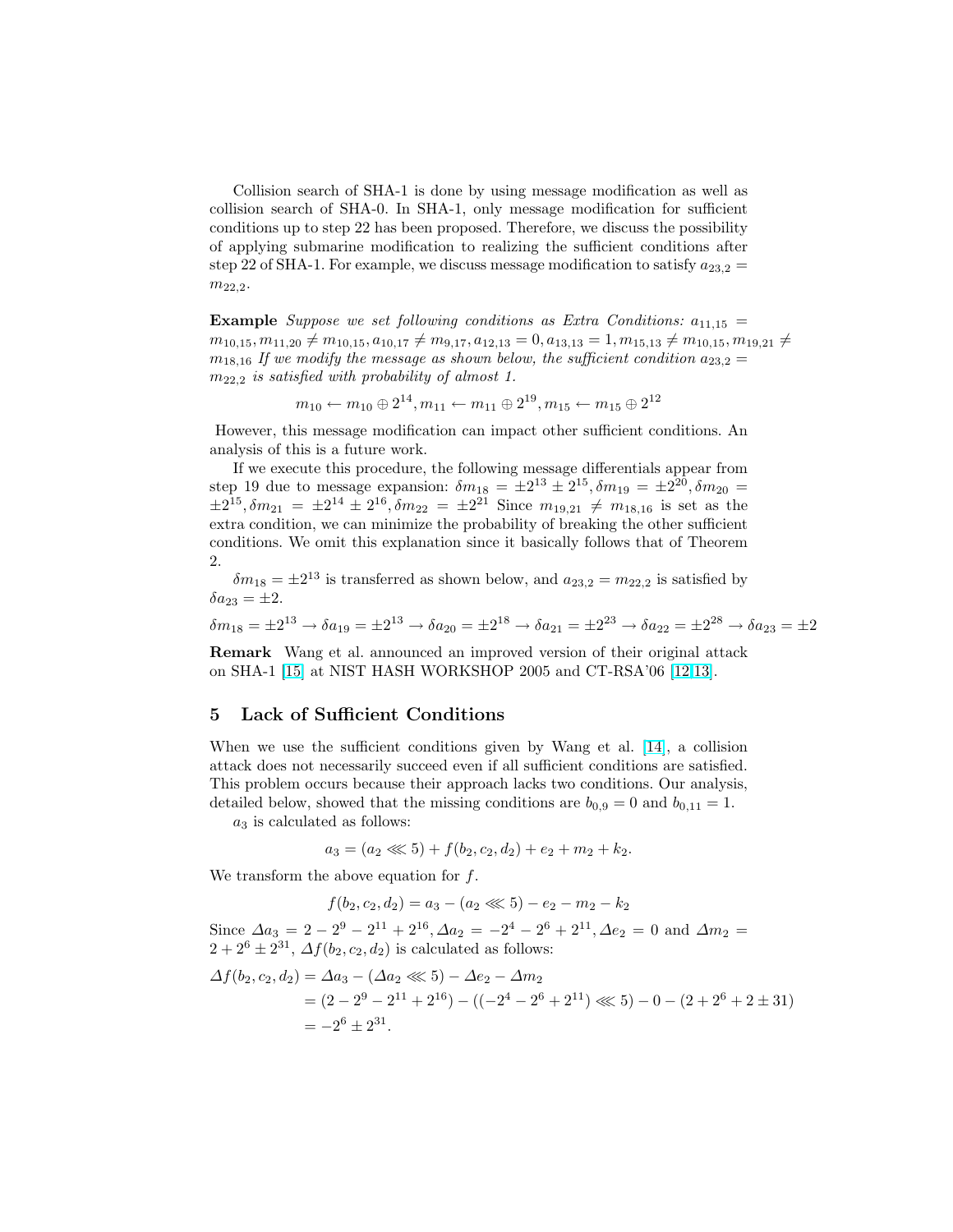Collision search of SHA-1 is done by using message modification as well as collision search of SHA-0. In SHA-1, only message modification for sufficient conditions up to step 22 has been proposed. Therefore, we discuss the possibility of applying submarine modification to realizing the sufficient conditions after step 22 of SHA-1. For example, we discuss message modification to satisfy $a_{23,2} = m_{22,2}$.

**Example** *Suppose we set following conditions as Extra Conditions:* $a_{11,15} = m_{10,15}, m_{11,20} \neq m_{10,15}, a_{10,17} \neq m_{9,17}, a_{12,13} = 0, a_{13,13} = 1, m_{15,13} \neq m_{10,15}, m_{19,21} \neq m_{18,16}$ *If we modify the message as shown below, the sufficient condition* $a_{23,2} = m_{22,2}$ *is satisfied with probability of almost 1.*

$$m_{10} \leftarrow m_{10} \oplus 2^{14}, m_{11} \leftarrow m_{11} \oplus 2^{19}, m_{15} \leftarrow m_{15} \oplus 2^{12}$$

However, this message modification can impact other sufficient conditions. An analysis of this is a future work.

If we execute this procedure, the following message differentials appear from step 19 due to message expansion: $\delta m_{18} = \pm 2^{13} \pm 2^{15}, \delta m_{19} = \pm 2^{20}, \delta m_{20} = \pm 2^{15}, \delta m_{21} = \pm 2^{14} \pm 2^{16}, \delta m_{22} = \pm 2^{21}$ Since $m_{19,21} \neq m_{18,16}$ is set as the extra condition, we can minimize the probability of breaking the other sufficient conditions. We omit this explanation since it basically follows that of Theorem 2.

$\delta m_{18} = \pm 2^{13}$ is transferred as shown below, and $a_{23,2} = m_{22,2}$ is satisfied by $\delta a_{23} = \pm 2$.

$$\delta m_{18} = \pm 2^{13} \rightarrow \delta a_{19} = \pm 2^{13} \rightarrow \delta a_{20} = \pm 2^{18} \rightarrow \delta a_{21} = \pm 2^{23} \rightarrow \delta a_{22} = \pm 2^{28} \rightarrow \delta a_{23} = \pm 2$$

**Remark** Wang et al. announced an improved version of their original attack on SHA-1 [15] at NIST HASH WORKSHOP 2005 and CT-RSA'06 [12,13].

## 5 Lack of Sufficient Conditions

When we use the sufficient conditions given by Wang et al. [14], a collision attack does not necessarily succeed even if all sufficient conditions are satisfied. This problem occurs because their approach lacks two conditions. Our analysis, detailed below, showed that the missing conditions are $b_{0,9} = 0$ and $b_{0,11} = 1$.

$a_3$ is calculated as follows:

$$a_3 = (a_2 \lll 5) + f(b_2, c_2, d_2) + e_2 + m_2 + k_2.$$

We transform the above equation for $f$.

$$f(b_2, c_2, d_2) = a_3 - (a_2 \lll 5) - e_2 - m_2 - k_2$$

Since $\Delta a_3 = 2 - 2^9 - 2^{11} + 2^{16}, \Delta a_2 = -2^4 - 2^6 + 2^{11}, \Delta e_2 = 0$ and $\Delta m_2 = 2 + 2^6 \pm 2^{31}$, $\Delta f(b_2, c_2, d_2)$ is calculated as follows:

$$\begin{aligned}
\Delta f(b_2, c_2, d_2) &= \Delta a_3 - (\Delta a_2 \lll 5) - \Delta e_2 - \Delta m_2 \\
&= (2 - 2^9 - 2^{11} + 2^{16}) - ((-2^4 - 2^6 + 2^{11}) \lll 5) - 0 - (2 + 2^6 + 2 \pm 31) \\
&= -2^6 \pm 2^{31}.
\end{aligned}$$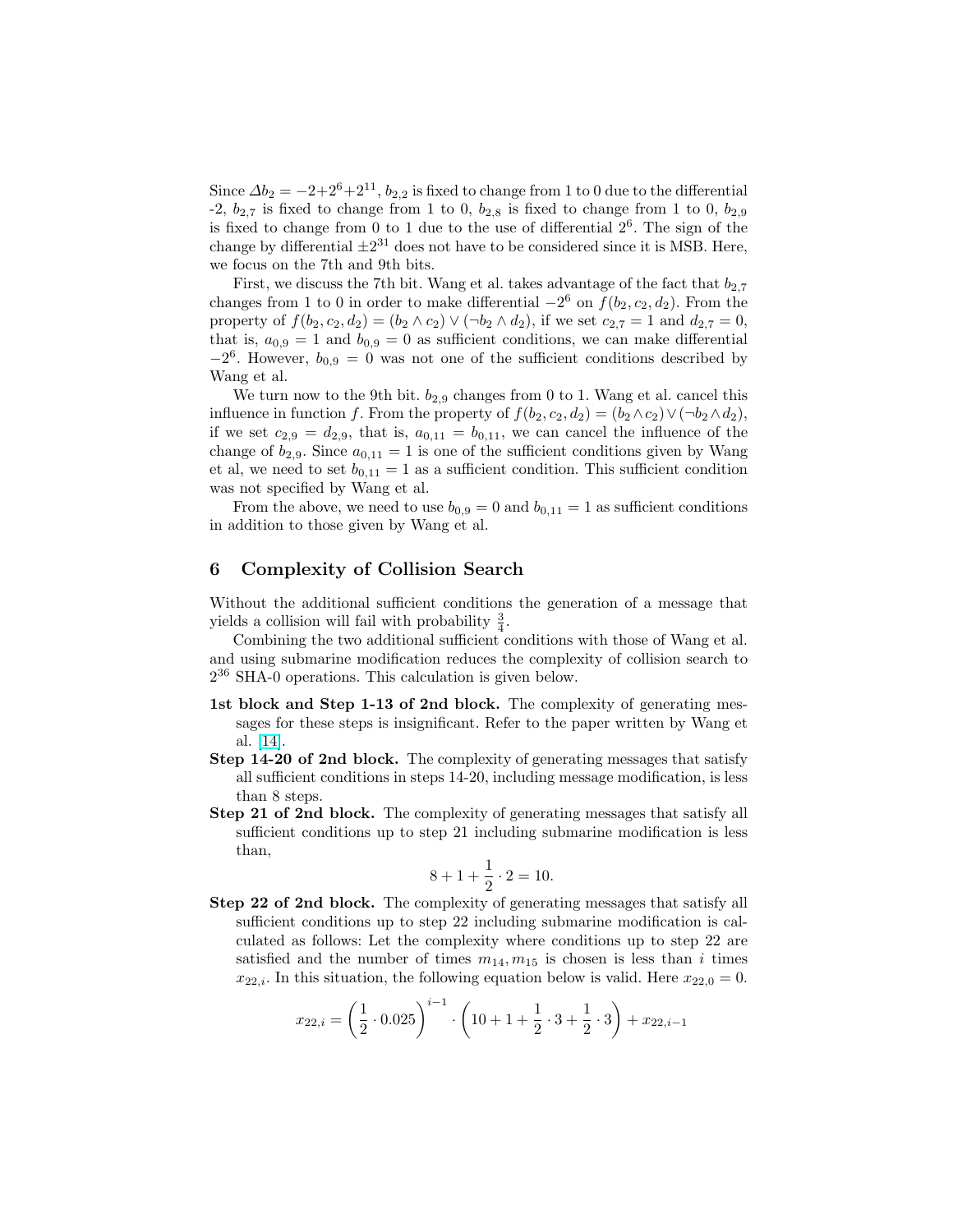Since $\Delta b_2 = -2+2^6+2^{11}$, $b_{2,2}$ is fixed to change from 1 to 0 due to the differential -2, $b_{2,7}$ is fixed to change from 1 to 0, $b_{2,8}$ is fixed to change from 1 to 0, $b_{2,9}$ is fixed to change from 0 to 1 due to the use of differential $2^6$. The sign of the change by differential $\pm 2^{31}$ does not have to be considered since it is MSB. Here, we focus on the 7th and 9th bits.

First, we discuss the 7th bit. Wang et al. takes advantage of the fact that $b_{2,7}$ changes from 1 to 0 in order to make differential $-2^6$ on $f(b_2, c_2, d_2)$. From the property of $f(b_2, c_2, d_2) = (b_2 \wedge c_2) \vee (\neg b_2 \wedge d_2)$, if we set $c_{2,7} = 1$ and $d_{2,7} = 0$, that is, $a_{0,9} = 1$ and $b_{0,9} = 0$ as sufficient conditions, we can make differential $-2^6$. However, $b_{0,9} = 0$ was not one of the sufficient conditions described by Wang et al.

We turn now to the 9th bit. $b_{2,9}$ changes from 0 to 1. Wang et al. cancel this influence in function $f$. From the property of $f(b_2, c_2, d_2) = (b_2 \wedge c_2) \vee (\neg b_2 \wedge d_2)$, if we set $c_{2,9} = d_{2,9}$, that is, $a_{0,11} = b_{0,11}$, we can cancel the influence of the change of $b_{2,9}$. Since $a_{0,11} = 1$ is one of the sufficient conditions given by Wang et al, we need to set $b_{0,11} = 1$ as a sufficient condition. This sufficient condition was not specified by Wang et al.

From the above, we need to use $b_{0,9} = 0$ and $b_{0,11} = 1$ as sufficient conditions in addition to those given by Wang et al.

## 6 Complexity of Collision Search

Without the additional sufficient conditions the generation of a message that yields a collision will fail with probability $\frac{3}{4}$.

Combining the two additional sufficient conditions with those of Wang et al. and using submarine modification reduces the complexity of collision search to $2^{36}$ SHA-0 operations. This calculation is given below.

**1st block and Step 1-13 of 2nd block.** The complexity of generating messages for these steps is insignificant. Refer to the paper written by Wang et al. [14].

**Step 14-20 of 2nd block.** The complexity of generating messages that satisfy all sufficient conditions in steps 14-20, including message modification, is less than 8 steps.

**Step 21 of 2nd block.** The complexity of generating messages that satisfy all sufficient conditions up to step 21 including submarine modification is less than,

$$8 + 1 + \frac{1}{2} \cdot 2 = 10.$$

**Step 22 of 2nd block.** The complexity of generating messages that satisfy all sufficient conditions up to step 22 including submarine modification is calculated as follows: Let the complexity where conditions up to step 22 are satisfied and the number of times $m_{14}, m_{15}$ is chosen is less than $i$ times $x_{22,i}$. In this situation, the following equation below is valid. Here $x_{22,0} = 0$.

$$x_{22,i} = \left(\frac{1}{2} \cdot 0.025\right)^{i-1} \cdot \left(10 + 1 + \frac{1}{2} \cdot 3 + \frac{1}{2} \cdot 3\right) + x_{22,i-1}$$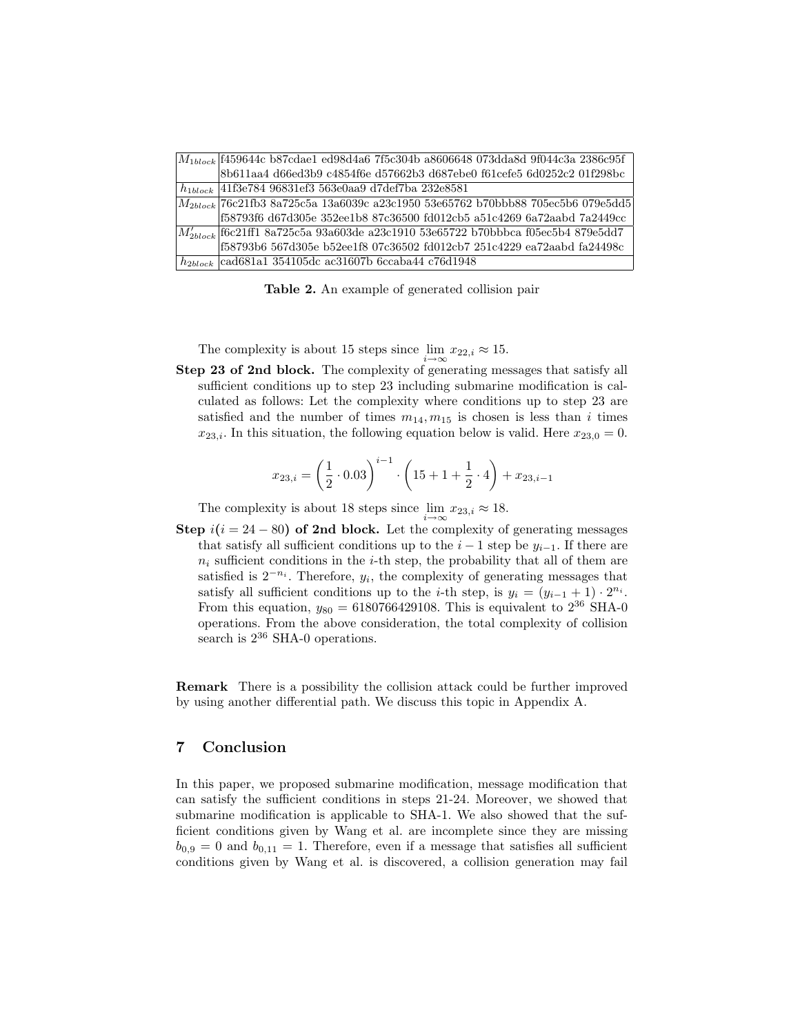| | |
|---|---|
| $M_{1block}$ | f459644c b87cdae1 ed98d4a6 7f5c304b a8606648 073dda8d 9f044c3a 2386c95f 8b611aa4 d66ed3b9 c4854f6e d57662b3 d687ebe0 f61cefe5 6d0252c2 01f298bc |
| $h_{1block}$ | 41f3e784 96831ef3 563e0aa9 d7def7ba 232e8581 |
| $M_{2block}$ | 76c21fb3 8a725c5a 13a6039c a23c1950 53e65762 b70bbb88 705ec5b6 079e5dd5 f58793f6 d67d305e 352ee1b8 87c36500 fd012cb5 a51c4269 6a72aabd 7a2449cc |
| $M'_{2block}$ | f6c21ff1 8a725c5a 93a603de a23c1910 53e65722 b70bbbca f05ec5b4 879e5dd7 f58793b6 567d305e b52ee1f8 07c36502 fd012cb7 251c4229 ea72aabd fa24498c |
| $h_{2block}$ | cad681a1 354105dc ac31607b 6ccaba44 c76d1948 |

**Table 2.** An example of generated collision pair

The complexity is about 15 steps since $\lim_{i\to\infty} x_{22,i} \approx 15$.

**Step 23 of 2nd block.** The complexity of generating messages that satisfy all sufficient conditions up to step 23 including submarine modification is calculated as follows: Let the complexity where conditions up to step 23 are satisfied and the number of times $m_{14}, m_{15}$ is chosen is less than $i$ times $x_{23,i}$. In this situation, the following equation below is valid. Here $x_{23,0} = 0$.

$$x_{23,i} = \left(\frac{1}{2}\cdot 0.03\right)^{i-1} \cdot \left(15 + 1 + \frac{1}{2}\cdot 4\right) + x_{23,i-1}$$

The complexity is about 18 steps since $\lim_{i\to\infty} x_{23,i} \approx 18$.

**Step $i(i = 24-80)$ of 2nd block.** Let the complexity of generating messages that satisfy all sufficient conditions up to the $i-1$ step be $y_{i-1}$. If there are $n_i$ sufficient conditions in the $i$-th step, the probability that all of them are satisfied is $2^{-n_i}$. Therefore, $y_i$, the complexity of generating messages that satisfy all sufficient conditions up to the $i$-th step, is $y_i = (y_{i-1}+1)\cdot 2^{n_i}$. From this equation, $y_{80} = 6180766429108$. This is equivalent to $2^{36}$ SHA-0 operations. From the above consideration, the total complexity of collision search is $2^{36}$ SHA-0 operations.

**Remark** There is a possibility the collision attack could be further improved by using another differential path. We discuss this topic in Appendix A.

## 7 Conclusion

In this paper, we proposed submarine modification, message modification that can satisfy the sufficient conditions in steps 21-24. Moreover, we showed that submarine modification is applicable to SHA-1. We also showed that the sufficient conditions given by Wang et al. are incomplete since they are missing $b_{0,9} = 0$ and $b_{0,11} = 1$. Therefore, even if a message that satisfies all sufficient conditions given by Wang et al. is discovered, a collision generation may fail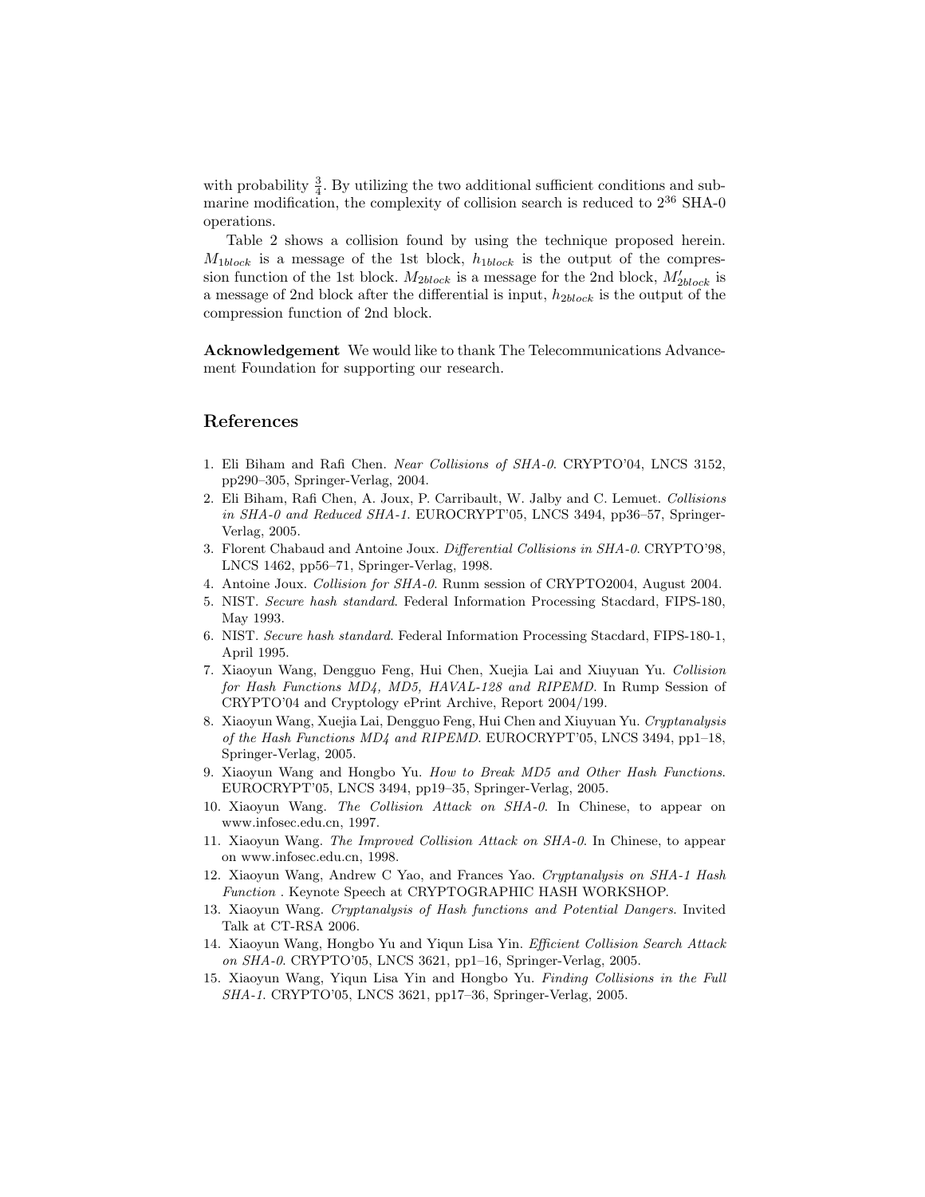with probability $\frac{3}{4}$. By utilizing the two additional sufficient conditions and submarine modification, the complexity of collision search is reduced to $2^{36}$ SHA-0 operations.

Table 2 shows a collision found by using the technique proposed herein. $M_{1block}$ is a message of the 1st block, $h_{1block}$ is the output of the compression function of the 1st block. $M_{2block}$ is a message for the 2nd block, $M'_{2block}$ is a message of 2nd block after the differential is input, $h_{2block}$ is the output of the compression function of 2nd block.

**Acknowledgement** We would like to thank The Telecommunications Advancement Foundation for supporting our research.

## References

1. Eli Biham and Rafi Chen. *Near Collisions of SHA-0*. CRYPTO'04, LNCS 3152, pp290–305, Springer-Verlag, 2004.
2. Eli Biham, Rafi Chen, A. Joux, P. Carribault, W. Jalby and C. Lemuet. *Collisions in SHA-0 and Reduced SHA-1*. EUROCRYPT'05, LNCS 3494, pp36–57, Springer-Verlag, 2005.
3. Florent Chabaud and Antoine Joux. *Differential Collisions in SHA-0*. CRYPTO'98, LNCS 1462, pp56–71, Springer-Verlag, 1998.
4. Antoine Joux. *Collision for SHA-0*. Runm session of CRYPTO2004, August 2004.
5. NIST. *Secure hash standard*. Federal Information Processing Stacdard, FIPS-180, May 1993.
6. NIST. *Secure hash standard*. Federal Information Processing Stacdard, FIPS-180-1, April 1995.
7. Xiaoyun Wang, Dengguo Feng, Hui Chen, Xuejia Lai and Xiuyuan Yu. *Collision for Hash Functions MD4, MD5, HAVAL-128 and RIPEMD*. In Rump Session of CRYPTO'04 and Cryptology ePrint Archive, Report 2004/199.
8. Xiaoyun Wang, Xuejia Lai, Dengguo Feng, Hui Chen and Xiuyuan Yu. *Cryptanalysis of the Hash Functions MD4 and RIPEMD*. EUROCRYPT'05, LNCS 3494, pp1–18, Springer-Verlag, 2005.
9. Xiaoyun Wang and Hongbo Yu. *How to Break MD5 and Other Hash Functions*. EUROCRYPT'05, LNCS 3494, pp19–35, Springer-Verlag, 2005.
10. Xiaoyun Wang. *The Collision Attack on SHA-0*. In Chinese, to appear on www.infosec.edu.cn, 1997.
11. Xiaoyun Wang. *The Improved Collision Attack on SHA-0*. In Chinese, to appear on www.infosec.edu.cn, 1998.
12. Xiaoyun Wang, Andrew C Yao, and Frances Yao. *Cryptanalysis on SHA-1 Hash Function* . Keynote Speech at CRYPTOGRAPHIC HASH WORKSHOP.
13. Xiaoyun Wang. *Cryptanalysis of Hash functions and Potential Dangers*. Invited Talk at CT-RSA 2006.
14. Xiaoyun Wang, Hongbo Yu and Yiqun Lisa Yin. *Efficient Collision Search Attack on SHA-0*. CRYPTO'05, LNCS 3621, pp1–16, Springer-Verlag, 2005.
15. Xiaoyun Wang, Yiqun Lisa Yin and Hongbo Yu. *Finding Collisions in the Full SHA-1*. CRYPTO'05, LNCS 3621, pp17–36, Springer-Verlag, 2005.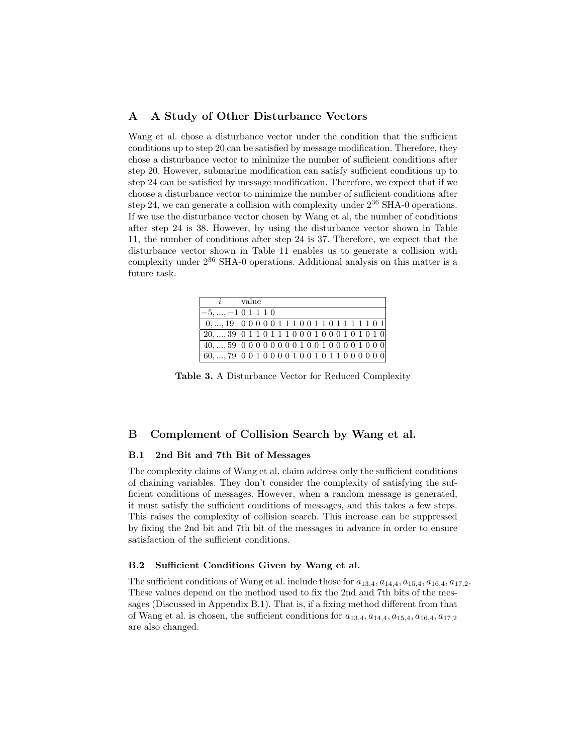## A A Study of Other Disturbance Vectors

Wang et al. chose a disturbance vector under the condition that the sufficient conditions up to step 20 can be satisfied by message modification. Therefore, they chose a disturbance vector to minimize the number of sufficient conditions after step 20. However, submarine modification can satisfy sufficient conditions up to step 24 can be satisfied by message modification. Therefore, we expect that if we choose a disturbance vector to minimize the number of sufficient conditions after step 24, we can generate a collision with complexity under $2^{36}$ SHA-0 operations. If we use the disturbance vector chosen by Wang et al, the number of conditions after step 24 is 38. However, by using the disturbance vector shown in Table 11, the number of conditions after step 24 is 37. Therefore, we expect that the disturbance vector shown in Table 11 enables us to generate a collision with complexity under $2^{36}$ SHA-0 operations. Additional analysis on this matter is a future task.

| $i$ | value |
|---|---|
| $-5, ..., -1$ | 0 1 1 1 0 |
| $0, ..., 19$ | 0 0 0 0 0 1 1 1 0 0 1 1 0 1 1 1 1 1 0 1 |
| $20, ..., 39$ | 0 1 1 0 1 1 1 0 0 0 1 0 0 0 1 0 1 0 1 0 |
| $40, ..., 59$ | 0 0 0 0 0 0 0 0 1 0 0 1 0 0 0 0 1 0 0 0 |
| $60, ..., 79$ | 0 0 1 0 0 0 0 1 0 0 1 0 1 1 0 0 0 0 0 0 |

**Table 3.** A Disturbance Vector for Reduced Complexity

## B Complement of Collision Search by Wang et al.

### B.1 2nd Bit and 7th Bit of Messages

The complexity claims of Wang et al. claim address only the sufficient conditions of chaining variables. They don't consider the complexity of satisfying the sufficient conditions of messages. However, when a random message is generated, it must satisfy the sufficient conditions of messages, and this takes a few steps. This raises the complexity of collision search. This increase can be suppressed by fixing the 2nd bit and 7th bit of the messages in advance in order to ensure satisfaction of the sufficient conditions.

### B.2 Sufficient Conditions Given by Wang et al.

The sufficient conditions of Wang et al. include those for $a_{13,4}, a_{14,4}, a_{15,4}, a_{16,4}, a_{17,2}$. These values depend on the method used to fix the 2nd and 7th bits of the messages (Discussed in Appendix B.1). That is, if a fixing method different from that of Wang et al. is chosen, the sufficient conditions for $a_{13,4}, a_{14,4}, a_{15,4}, a_{16,4}, a_{17,2}$ are also changed.